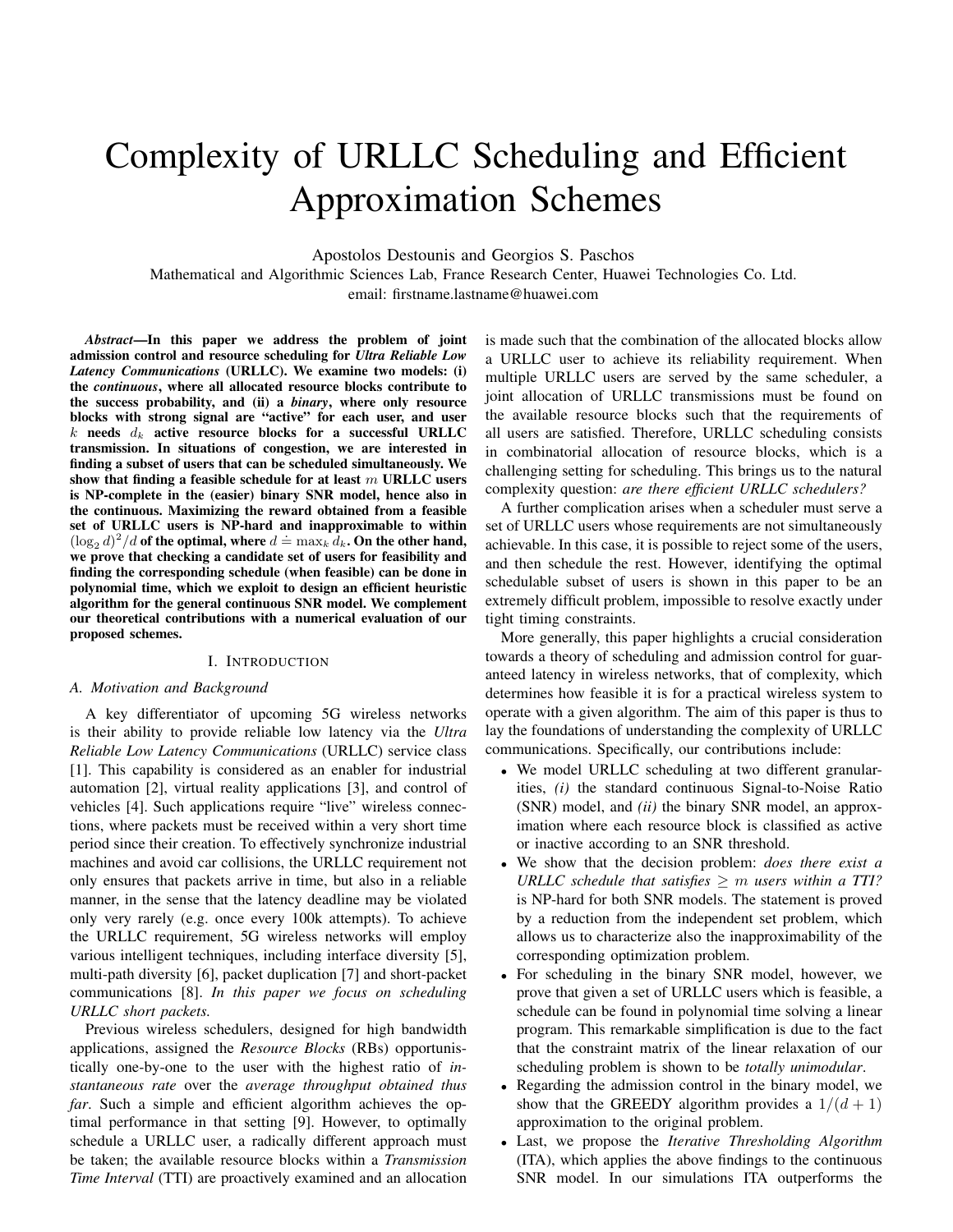# Complexity of URLLC Scheduling and Efficient Approximation Schemes

Apostolos Destounis and Georgios S. Paschos
Mathematical and Algorithmic Sciences Lab, France Research Center, Huawei Technologies Co. Ltd.
email: firstname.lastname@huawei.com

***Abstract*—In this paper we address the problem of joint admission control and resource scheduling for *Ultra Reliable Low Latency Communications* (URLLC). We examine two models: (i) the *continuous*, where all allocated resource blocks contribute to the success probability, and (ii) a *binary*, where only resource blocks with strong signal are "active" for each user, and user $k$ needs $d_k$ active resource blocks for a successful URLLC transmission. In situations of congestion, we are interested in finding a subset of users that can be scheduled simultaneously. We show that finding a feasible schedule for at least $m$ URLLC users is NP-complete in the (easier) binary SNR model, hence also in the continuous. Maximizing the reward obtained from a feasible set of URLLC users is NP-hard and inapproximable to within $(\log_2 d)^2/d$ of the optimal, where $d \doteq \max_k d_k$. On the other hand, we prove that checking a candidate set of users for feasibility and finding the corresponding schedule (when feasible) can be done in polynomial time, which we exploit to design an efficient heuristic algorithm for the general continuous SNR model. We complement our theoretical contributions with a numerical evaluation of our proposed schemes.**

## I. Introduction

### A. Motivation and Background

A key differentiator of upcoming 5G wireless networks is their ability to provide reliable low latency via the *Ultra Reliable Low Latency Communications* (URLLC) service class [1]. This capability is considered as an enabler for industrial automation [2], virtual reality applications [3], and control of vehicles [4]. Such applications require "live" wireless connections, where packets must be received within a very short time period since their creation. To effectively synchronize industrial machines and avoid car collisions, the URLLC requirement not only ensures that packets arrive in time, but also in a reliable manner, in the sense that the latency deadline may be violated only very rarely (e.g. once every 100k attempts). To achieve the URLLC requirement, 5G wireless networks will employ various intelligent techniques, including interface diversity [5], multi-path diversity [6], packet duplication [7] and short-packet communications [8]. *In this paper we focus on scheduling URLLC short packets.*

Previous wireless schedulers, designed for high bandwidth applications, assigned the *Resource Blocks* (RBs) opportunistically one-by-one to the user with the highest ratio of *instantaneous rate* over the *average throughput obtained thus far*. Such a simple and efficient algorithm achieves the optimal performance in that setting [9]. However, to optimally schedule a URLLC user, a radically different approach must be taken; the available resource blocks within a *Transmission Time Interval* (TTI) are proactively examined and an allocation is made such that the combination of the allocated blocks allow a URLLC user to achieve its reliability requirement. When multiple URLLC users are served by the same scheduler, a joint allocation of URLLC transmissions must be found on the available resource blocks such that the requirements of all users are satisfied. Therefore, URLLC scheduling consists in combinatorial allocation of resource blocks, which is a challenging setting for scheduling. This brings us to the natural complexity question: *are there efficient URLLC schedulers?*

A further complication arises when a scheduler must serve a set of URLLC users whose requirements are not simultaneously achievable. In this case, it is possible to reject some of the users, and then schedule the rest. However, identifying the optimal schedulable subset of users is shown in this paper to be an extremely difficult problem, impossible to resolve exactly under tight timing constraints.

More generally, this paper highlights a crucial consideration towards a theory of scheduling and admission control for guaranteed latency in wireless networks, that of complexity, which determines how feasible it is for a practical wireless system to operate with a given algorithm. The aim of this paper is thus to lay the foundations of understanding the complexity of URLLC communications. Specifically, our contributions include:

- We model URLLC scheduling at two different granularities, *(i)* the standard continuous Signal-to-Noise Ratio (SNR) model, and *(ii)* the binary SNR model, an approximation where each resource block is classified as active or inactive according to an SNR threshold.
- We show that the decision problem: *does there exist a URLLC schedule that satisfies $\geq m$ users within a TTI?* is NP-hard for both SNR models. The statement is proved by a reduction from the independent set problem, which allows us to characterize also the inapproximability of the corresponding optimization problem.
- For scheduling in the binary SNR model, however, we prove that given a set of URLLC users which is feasible, a schedule can be found in polynomial time solving a linear program. This remarkable simplification is due to the fact that the constraint matrix of the linear relaxation of our scheduling problem is shown to be *totally unimodular*.
- Regarding the admission control in the binary model, we show that the GREEDY algorithm provides a $1/(d+1)$ approximation to the original problem.
- Last, we propose the *Iterative Thresholding Algorithm* (ITA), which applies the above findings to the continuous SNR model. In our simulations ITA outperforms the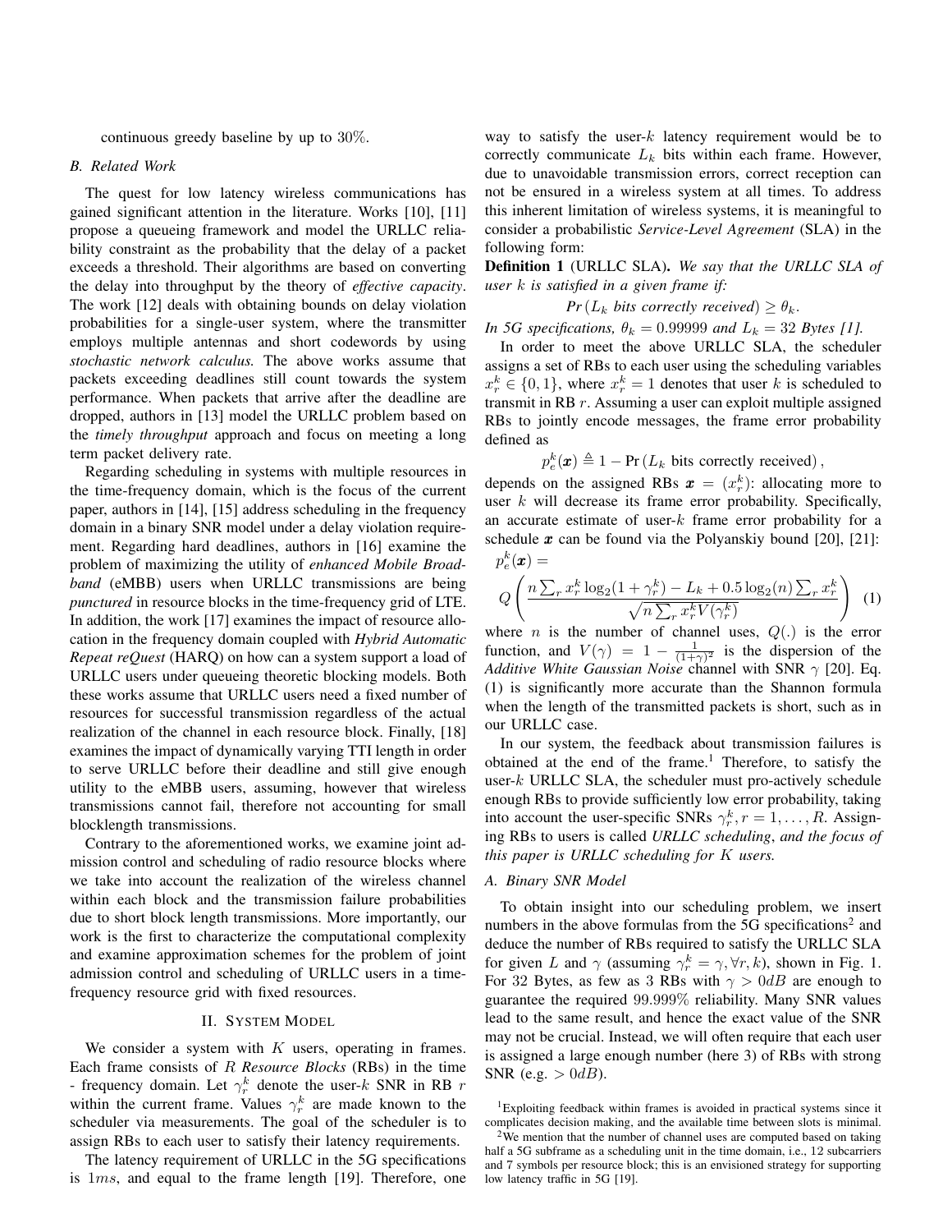continuous greedy baseline by up to 30%.

### B. Related Work

The quest for low latency wireless communications has gained significant attention in the literature. Works [10], [11] propose a queueing framework and model the URLLC reliability constraint as the probability that the delay of a packet exceeds a threshold. Their algorithms are based on converting the delay into throughput by the theory of *effective capacity*. The work [12] deals with obtaining bounds on delay violation probabilities for a single-user system, where the transmitter employs multiple antennas and short codewords by using *stochastic network calculus.* The above works assume that packets exceeding deadlines still count towards the system performance. When packets that arrive after the deadline are dropped, authors in [13] model the URLLC problem based on the *timely throughput* approach and focus on meeting a long term packet delivery rate.

Regarding scheduling in systems with multiple resources in the time-frequency domain, which is the focus of the current paper, authors in [14], [15] address scheduling in the frequency domain in a binary SNR model under a delay violation requirement. Regarding hard deadlines, authors in [16] examine the problem of maximizing the utility of *enhanced Mobile Broadband* (eMBB) users when URLLC transmissions are being *punctured* in resource blocks in the time-frequency grid of LTE. In addition, the work [17] examines the impact of resource allocation in the frequency domain coupled with *Hybrid Automatic Repeat reQuest* (HARQ) on how can a system support a load of URLLC users under queueing theoretic blocking models. Both these works assume that URLLC users need a fixed number of resources for successful transmission regardless of the actual realization of the channel in each resource block. Finally, [18] examines the impact of dynamically varying TTI length in order to serve URLLC before their deadline and still give enough utility to the eMBB users, assuming, however that wireless transmissions cannot fail, therefore not accounting for small blocklength transmissions.

Contrary to the aforementioned works, we examine joint admission control and scheduling of radio resource blocks where we take into account the realization of the wireless channel within each block and the transmission failure probabilities due to short block length transmissions. More importantly, our work is the first to characterize the computational complexity and examine approximation schemes for the problem of joint admission control and scheduling of URLLC users in a time-frequency resource grid with fixed resources.

## II. System Model

We consider a system with $K$ users, operating in frames. Each frame consists of $R$ *Resource Blocks* (RBs) in the time - frequency domain. Let $\gamma_r^k$ denote the user-$k$ SNR in RB $r$ within the current frame. Values $\gamma_r^k$ are made known to the scheduler via measurements. The goal of the scheduler is to assign RBs to each user to satisfy their latency requirements.

The latency requirement of URLLC in the 5G specifications is $1ms$, and equal to the frame length [19]. Therefore, one way to satisfy the user-$k$ latency requirement would be to correctly communicate $L_k$ bits within each frame. However, due to unavoidable transmission errors, correct reception can not be ensured in a wireless system at all times. To address this inherent limitation of wireless systems, it is meaningful to consider a probabilistic *Service-Level Agreement* (SLA) in the following form:

**Definition 1** (URLLC SLA)**.** *We say that the URLLC SLA of user $k$ is satisfied in a given frame if:*

$$Pr\left(L_k \text{ bits correctly received}\right) \geq \theta_k.$$

*In 5G specifications, $\theta_k = 0.99999$ and $L_k = 32$ Bytes [1].*

In order to meet the above URLLC SLA, the scheduler assigns a set of RBs to each user using the scheduling variables $x_r^k \in \{0, 1\}$, where $x_r^k = 1$ denotes that user $k$ is scheduled to transmit in RB $r$. Assuming a user can exploit multiple assigned RBs to jointly encode messages, the frame error probability defined as

$$p_e^k(\boldsymbol{x}) \triangleq 1 - \Pr\left(L_k \text{ bits correctly received}\right),$$

depends on the assigned RBs $\boldsymbol{x} = (x_r^k)$: allocating more to user $k$ will decrease its frame error probability. Specifically, an accurate estimate of user-$k$ frame error probability for a schedule $\boldsymbol{x}$ can be found via the Polyanskiy bound [20], [21]:

$$p_e^k(\boldsymbol{x}) = Q\left(\frac{n\sum_r x_r^k \log_2(1+\gamma_r^k) - L_k + 0.5\log_2(n)\sum_r x_r^k}{\sqrt{n\sum_r x_r^k V(\gamma_r^k)}}\right) \quad (1)$$

where $n$ is the number of channel uses, $Q(.)$ is the error function, and $V(\gamma) = 1 - \frac{1}{(1+\gamma)^2}$ is the dispersion of the *Additive White Gaussian Noise* channel with SNR $\gamma$ [20]. Eq. (1) is significantly more accurate than the Shannon formula when the length of the transmitted packets is short, such as in our URLLC case.

In our system, the feedback about transmission failures is obtained at the end of the frame.[1] Therefore, to satisfy the user-$k$ URLLC SLA, the scheduler must pro-actively schedule enough RBs to provide sufficiently low error probability, taking into account the user-specific SNRs $\gamma_r^k, r = 1, \ldots, R$. Assigning RBs to users is called *URLLC scheduling*, *and the focus of this paper is URLLC scheduling for $K$ users.*

### A. Binary SNR Model

To obtain insight into our scheduling problem, we insert numbers in the above formulas from the 5G specifications[2] and deduce the number of RBs required to satisfy the URLLC SLA for given $L$ and $\gamma$ (assuming $\gamma_r^k = \gamma, \forall r, k$), shown in Fig. 1. For 32 Bytes, as few as 3 RBs with $\gamma > 0dB$ are enough to guarantee the required 99.999% reliability. Many SNR values lead to the same result, and hence the exact value of the SNR may not be crucial. Instead, we will often require that each user is assigned a large enough number (here 3) of RBs with strong SNR (e.g. $> 0dB$).

[1] Exploiting feedback within frames is avoided in practical systems since it complicates decision making, and the available time between slots is minimal.

[2] We mention that the number of channel uses are computed based on taking half a 5G subframe as a scheduling unit in the time domain, i.e., 12 subcarriers and 7 symbols per resource block; this is an envisioned strategy for supporting low latency traffic in 5G [19].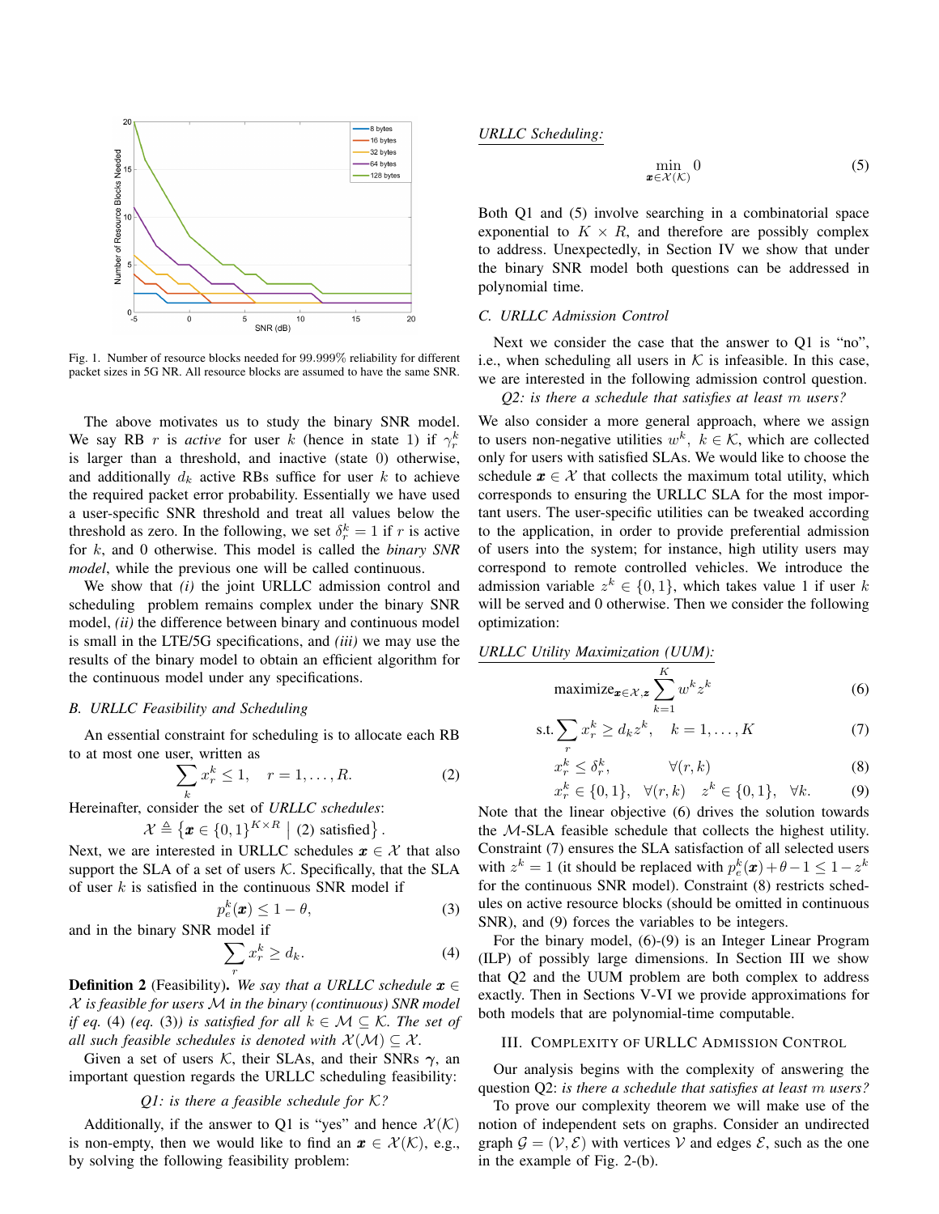Fig. 1. Number of resource blocks needed for 99.999% reliability for different packet sizes in 5G NR. All resource blocks are assumed to have the same SNR.

The above motivates us to study the binary SNR model. We say RB $r$ is *active* for user $k$ (hence in state 1) if $\gamma_r^k$ is larger than a threshold, and inactive (state 0) otherwise, and additionally $d_k$ active RBs suffice for user $k$ to achieve the required packet error probability. Essentially we have used a user-specific SNR threshold and treat all values below the threshold as zero. In the following, we set $\delta_r^k = 1$ if $r$ is active for $k$, and 0 otherwise. This model is called the *binary SNR model*, while the previous one will be called continuous.

We show that *(i)* the joint URLLC admission control and scheduling problem remains complex under the binary SNR model, *(ii)* the difference between binary and continuous model is small in the LTE/5G specifications, and *(iii)* we may use the results of the binary model to obtain an efficient algorithm for the continuous model under any specifications.

### B. URLLC Feasibility and Scheduling

An essential constraint for scheduling is to allocate each RB to at most one user, written as

$$\sum_k x_r^k \leq 1, \quad r = 1, \ldots, R. \tag{2}$$

Hereinafter, consider the set of *URLLC schedules*:

$$\mathcal{X} \triangleq \left\{ \boldsymbol{x} \in \{0,1\}^{K \times R} \;\middle|\; (2) \text{ satisfied} \right\}.$$

Next, we are interested in URLLC schedules $\boldsymbol{x} \in \mathcal{X}$ that also support the SLA of a set of users $\mathcal{K}$. Specifically, that the SLA of user $k$ is satisfied in the continuous SNR model if

$$p_e^k(\boldsymbol{x}) \leq 1 - \theta, \tag{3}$$

and in the binary SNR model if

$$\sum_r x_r^k \geq d_k. \tag{4}$$

**Definition 2** (Feasibility). *We say that a URLLC schedule $\boldsymbol{x} \in \mathcal{X}$ is feasible for users $\mathcal{M}$ in the binary (continuous) SNR model if eq. (4) (eq. (3)) is satisfied for all $k \in \mathcal{M} \subseteq \mathcal{K}$. The set of all such feasible schedules is denoted with $\mathcal{X}(\mathcal{M}) \subseteq \mathcal{X}$.*

Given a set of users $\mathcal{K}$, their SLAs, and their SNRs $\boldsymbol{\gamma}$, an important question regards the URLLC scheduling feasibility:

*Q1: is there a feasible schedule for $\mathcal{K}$?*

Additionally, if the answer to Q1 is "yes" and hence $\mathcal{X}(\mathcal{K})$ is non-empty, then we would like to find an $\boldsymbol{x} \in \mathcal{X}(\mathcal{K})$, e.g., by solving the following feasibility problem:

<u>URLLC Scheduling:</u>

$$\min_{\boldsymbol{x} \in \mathcal{X}(\mathcal{K})} 0 \tag{5}$$

Both Q1 and (5) involve searching in a combinatorial space exponential to $K \times R$, and therefore are possibly complex to address. Unexpectedly, in Section IV we show that under the binary SNR model both questions can be addressed in polynomial time.

### C. URLLC Admission Control

Next we consider the case that the answer to Q1 is "no", i.e., when scheduling all users in $\mathcal{K}$ is infeasible. In this case, we are interested in the following admission control question.

*Q2: is there a schedule that satisfies at least $m$ users?*

We also consider a more general approach, where we assign to users non-negative utilities $w^k$, $k \in \mathcal{K}$, which are collected only for users with satisfied SLAs. We would like to choose the schedule $\boldsymbol{x} \in \mathcal{X}$ that collects the maximum total utility, which corresponds to ensuring the URLLC SLA for the most important users. The user-specific utilities can be tweaked according to the application, in order to provide preferential admission of users into the system; for instance, high utility users may correspond to remote controlled vehicles. We introduce the admission variable $z^k \in \{0, 1\}$, which takes value 1 if user $k$ will be served and 0 otherwise. Then we consider the following optimization:

<u>URLLC Utility Maximization (UUM):</u>

$$\text{maximize}_{\boldsymbol{x} \in \mathcal{X}, \boldsymbol{z}} \sum_{k=1}^{K} w^k z^k \tag{6}$$

$$\text{s.t.} \sum_r x_r^k \geq d_k z^k, \quad k = 1, \ldots, K \tag{7}$$

$$x_r^k \leq \delta_r^k, \qquad \forall (r,k) \tag{8}$$

$$x_r^k \in \{0,1\}, \quad \forall (r,k) \quad z^k \in \{0,1\}, \quad \forall k. \tag{9}$$

Note that the linear objective (6) drives the solution towards the $\mathcal{M}$-SLA feasible schedule that collects the highest utility. Constraint (7) ensures the SLA satisfaction of all selected users with $z^k = 1$ (it should be replaced with $p_e^k(\boldsymbol{x}) + \theta - 1 \leq 1 - z^k$ for the continuous SNR model). Constraint (8) restricts schedules on active resource blocks (should be omitted in continuous SNR), and (9) forces the variables to be integers.

For the binary model, (6)-(9) is an Integer Linear Program (ILP) of possibly large dimensions. In Section III we show that Q2 and the UUM problem are both complex to address exactly. Then in Sections V-VI we provide approximations for both models that are polynomial-time computable.

## III. Complexity of URLLC Admission Control

Our analysis begins with the complexity of answering the question Q2: *is there a schedule that satisfies at least $m$ users?*

To prove our complexity theorem we will make use of the notion of independent sets on graphs. Consider an undirected graph $\mathcal{G} = (\mathcal{V}, \mathcal{E})$ with vertices $\mathcal{V}$ and edges $\mathcal{E}$, such as the one in the example of Fig. 2-(b).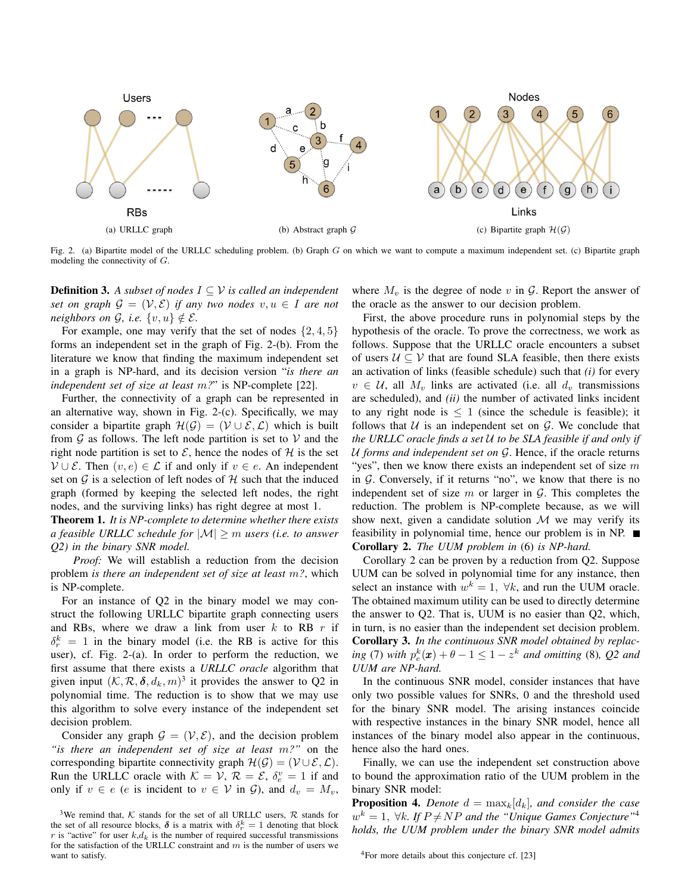Fig. 2. (a) Bipartite model of the URLLC scheduling problem. (b) Graph $G$ on which we want to compute a maximum independent set. (c) Bipartite graph modeling the connectivity of $G$.

(a) URLLC graph (b) Abstract graph $\mathcal{G}$ (c) Bipartite graph $\mathcal{H}(\mathcal{G})$

**Definition 3.** *A subset of nodes $I \subseteq \mathcal{V}$ is called an independent set on graph $\mathcal{G} = (\mathcal{V}, \mathcal{E})$ if any two nodes $v, u \in I$ are not neighbors on $\mathcal{G}$, i.e. $\{v, u\} \notin \mathcal{E}$.*

For example, one may verify that the set of nodes $\{2, 4, 5\}$ forms an independent set in the graph of Fig. 2-(b). From the literature we know that finding the maximum independent set in a graph is NP-hard, and its decision version "*is there an independent set of size at least $m$?*" is NP-complete [22].

Further, the connectivity of a graph can be represented in an alternative way, shown in Fig. 2-(c). Specifically, we may consider a bipartite graph $\mathcal{H}(\mathcal{G}) = (\mathcal{V} \cup \mathcal{E}, \mathcal{L})$ which is built from $\mathcal{G}$ as follows. The left node partition is set to $\mathcal{V}$ and the right node partition is set to $\mathcal{E}$, hence the nodes of $\mathcal{H}$ is the set $\mathcal{V} \cup \mathcal{E}$. Then $(v, e) \in \mathcal{L}$ if and only if $v \in e$. An independent set on $\mathcal{G}$ is a selection of left nodes of $\mathcal{H}$ such that the induced graph (formed by keeping the selected left nodes, the right nodes, and the surviving links) has right degree at most 1.

**Theorem 1.** *It is NP-complete to determine whether there exists a feasible URLLC schedule for $|\mathcal{M}| \geq m$ users (i.e. to answer Q2) in the binary SNR model.*

*Proof:* We will establish a reduction from the decision problem *is there an independent set of size at least $m$?*, which is NP-complete.

For an instance of Q2 in the binary model we may construct the following URLLC bipartite graph connecting users and RBs, where we draw a link from user $k$ to RB $r$ if $\delta_r^k = 1$ in the binary model (i.e. the RB is active for this user), cf. Fig. 2-(a). In order to perform the reduction, we first assume that there exists a *URLLC oracle* algorithm that given input $(\mathcal{K}, \mathcal{R}, \boldsymbol{\delta}, d_k, m)$[3] it provides the answer to Q2 in polynomial time. The reduction is to show that we may use this algorithm to solve every instance of the independent set decision problem.

Consider any graph $\mathcal{G} = (\mathcal{V}, \mathcal{E})$, and the decision problem *"is there an independent set of size at least $m$?"* on the corresponding bipartite connectivity graph $\mathcal{H}(\mathcal{G}) = (\mathcal{V} \cup \mathcal{E}, \mathcal{L})$. Run the URLLC oracle with $\mathcal{K} = \mathcal{V}$, $\mathcal{R} = \mathcal{E}$, $\delta_e^v = 1$ if and only if $v \in e$ ($e$ is incident to $v \in \mathcal{V}$ in $\mathcal{G}$), and $d_v = M_v$, where $M_v$ is the degree of node $v$ in $\mathcal{G}$. Report the answer of the oracle as the answer to our decision problem.

First, the above procedure runs in polynomial steps by the hypothesis of the oracle. To prove the correctness, we work as follows. Suppose that the URLLC oracle encounters a subset of users $\mathcal{U} \subseteq \mathcal{V}$ that are found SLA feasible, then there exists an activation of links (feasible schedule) such that *(i)* for every $v \in \mathcal{U}$, all $M_v$ links are activated (i.e. all $d_v$ transmissions are scheduled), and *(ii)* the number of activated links incident to any right node is $\leq 1$ (since the schedule is feasible); it follows that $\mathcal{U}$ is an independent set on $\mathcal{G}$. We conclude that *the URLLC oracle finds a set $\mathcal{U}$ to be SLA feasible if and only if $\mathcal{U}$ forms and independent set on $\mathcal{G}$*. Hence, if the oracle returns "yes", then we know there exists an independent set of size $m$ in $\mathcal{G}$. Conversely, if it returns "no", we know that there is no independent set of size $m$ or larger in $\mathcal{G}$. This completes the reduction. The problem is NP-complete because, as we will show next, given a candidate solution $\mathcal{M}$ we may verify its feasibility in polynomial time, hence our problem is in NP. ■

**Corollary 2.** *The UUM problem in* (6) *is NP-hard.*

Corollary 2 can be proven by a reduction from Q2. Suppose UUM can be solved in polynomial time for any instance, then select an instance with $w^k = 1, \ \forall k$, and run the UUM oracle. The obtained maximum utility can be used to directly determine the answer to Q2. That is, UUM is no easier than Q2, which, in turn, is no easier than the independent set decision problem.

**Corollary 3.** *In the continuous SNR model obtained by replacing* (7) *with $p_e^k(\boldsymbol{x}) + \theta - 1 \leq 1 - z^k$ and omitting* (8)*, Q2 and UUM are NP-hard.*

In the continuous SNR model, consider instances that have only two possible values for SNRs, 0 and the threshold used for the binary SNR model. The arising instances coincide with respective instances in the binary SNR model, hence all instances of the binary model also appear in the continuous, hence also the hard ones.

Finally, we can use the independent set construction above to bound the approximation ratio of the UUM problem in the binary SNR model:

**Proposition 4.** *Denote $d = \max_k [d_k]$, and consider the case $w^k = 1, \ \forall k$. If $P \neq NP$ and the "Unique Games Conjecture"[4] holds, the UUM problem under the binary SNR model admits*

[3] We remind that, $\mathcal{K}$ stands for the set of all URLLC users, $\mathcal{R}$ stands for the set of all resource blocks, $\boldsymbol{\delta}$ is a matrix with $\delta_r^k = 1$ denoting that block $r$ is "active" for user $k$, $d_k$ is the number of required successful transmissions for the satisfaction of the URLLC constraint and $m$ is the number of users we want to satisfy.

[4] For more details about this conjecture cf. [23]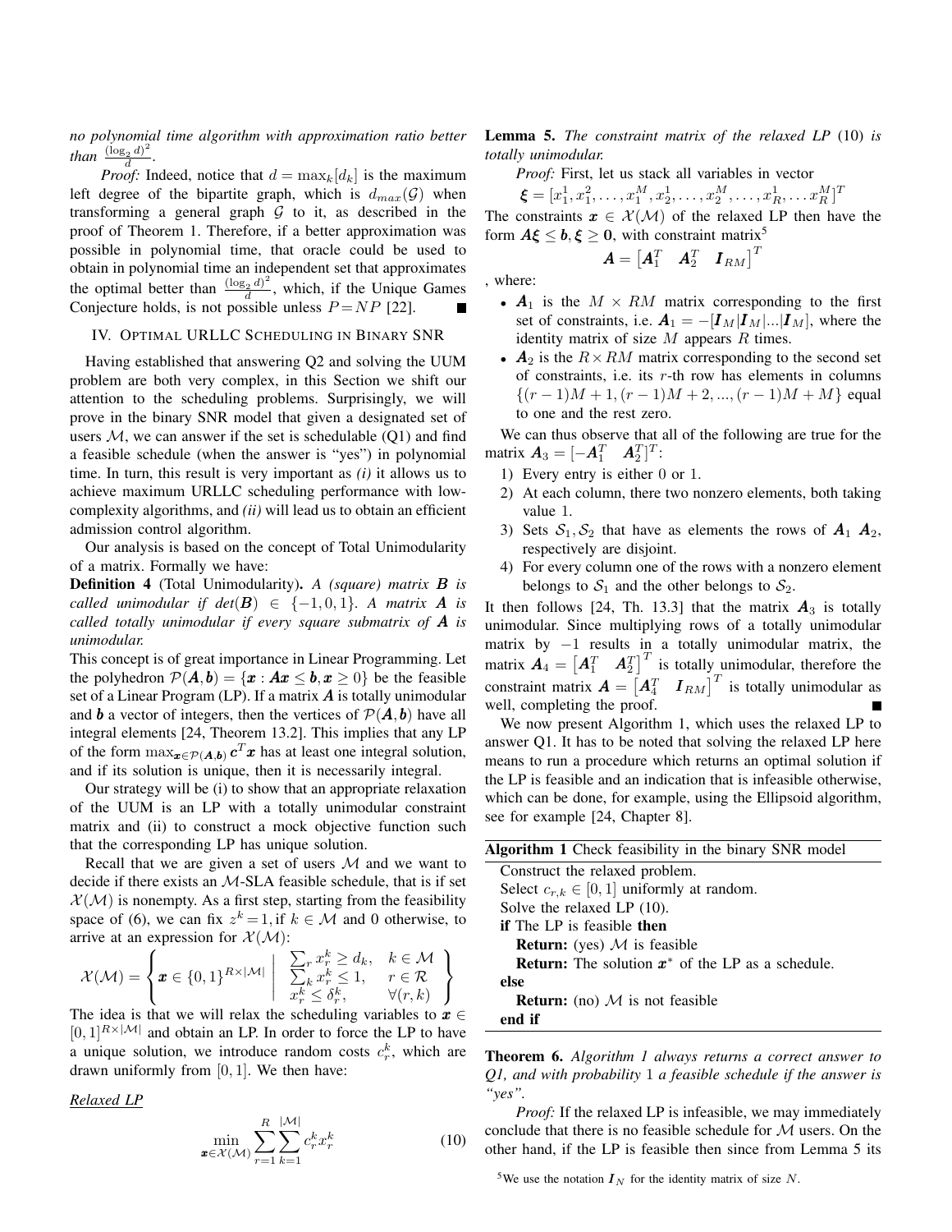*no polynomial time algorithm with approximation ratio better than* $\frac{(\log_2 d)^2}{d}$.

*Proof:* Indeed, notice that $d = \max_k[d_k]$ is the maximum left degree of the bipartite graph, which is $d_{max}(\mathcal{G})$ when transforming a general graph $\mathcal{G}$ to it, as described in the proof of Theorem 1. Therefore, if a better approximation was possible in polynomial time, that oracle could be used to obtain in polynomial time an independent set that approximates the optimal better than $\frac{(\log_2 d)^2}{d}$, which, if the Unique Games Conjecture holds, is not possible unless $P = NP$ [22]. ∎

## IV. Optimal URLLC Scheduling in Binary SNR

Having established that answering Q2 and solving the UUM problem are both very complex, in this Section we shift our attention to the scheduling problems. Surprisingly, we will prove in the binary SNR model that given a designated set of users $\mathcal{M}$, we can answer if the set is schedulable (Q1) and find a feasible schedule (when the answer is "yes") in polynomial time. In turn, this result is very important as *(i)* it allows us to achieve maximum URLLC scheduling performance with low-complexity algorithms, and *(ii)* will lead us to obtain an efficient admission control algorithm.

Our analysis is based on the concept of Total Unimodularity of a matrix. Formally we have:

**Definition 4** (Total Unimodularity). *A (square) matrix $\boldsymbol{B}$ is called unimodular if $det(\boldsymbol{B}) \in \{-1, 0, 1\}$. A matrix $\boldsymbol{A}$ is called totally unimodular if every square submatrix of $\boldsymbol{A}$ is unimodular.*

This concept is of great importance in Linear Programming. Let the polyhedron $\mathcal{P}(\boldsymbol{A}, \boldsymbol{b}) = \{\boldsymbol{x} : \boldsymbol{A}\boldsymbol{x} \le \boldsymbol{b}, \boldsymbol{x} \ge 0\}$ be the feasible set of a Linear Program (LP). If a matrix $\boldsymbol{A}$ is totally unimodular and $\boldsymbol{b}$ a vector of integers, then the vertices of $\mathcal{P}(\boldsymbol{A}, \boldsymbol{b})$ have all integral elements [24, Theorem 13.2]. This implies that any LP of the form $\max_{\boldsymbol{x} \in \mathcal{P}(\boldsymbol{A}, \boldsymbol{b})} \boldsymbol{c}^T\boldsymbol{x}$ has at least one integral solution, and if its solution is unique, then it is necessarily integral.

Our strategy will be (i) to show that an appropriate relaxation of the UUM is an LP with a totally unimodular constraint matrix and (ii) to construct a mock objective function such that the corresponding LP has unique solution.

Recall that we are given a set of users $\mathcal{M}$ and we want to decide if there exists an $\mathcal{M}$-SLA feasible schedule, that is if set $\mathcal{X}(\mathcal{M})$ is nonempty. As a first step, starting from the feasibility space of (6), we can fix $z^k = 1$, if $k \in \mathcal{M}$ and 0 otherwise, to arrive at an expression for $\mathcal{X}(\mathcal{M})$:

$$\mathcal{X}(\mathcal{M}) = \left\{ \boldsymbol{x} \in \{0,1\}^{R \times |\mathcal{M}|} \;\middle|\; \begin{array}{ll} \sum_r x_r^k \ge d_k, & k \in \mathcal{M} \\ \sum_k x_r^k \le 1, & r \in \mathcal{R} \\ x_r^k \le \delta_r^k, & \forall (r,k) \end{array} \right\}$$

The idea is that we will relax the scheduling variables to $\boldsymbol{x} \in [0,1]^{R \times |\mathcal{M}|}$ and obtain an LP. In order to force the LP to have a unique solution, we introduce random costs $c_r^k$, which are drawn uniformly from $[0,1]$. We then have:

<u>*Relaxed LP*</u>

$$\min_{\boldsymbol{x} \in \mathcal{X}(\mathcal{M})} \sum_{r=1}^{R} \sum_{k=1}^{|\mathcal{M}|} c_r^k x_r^k \tag{10}$$

**Lemma 5.** *The constraint matrix of the relaxed LP (10) is totally unimodular.*

*Proof:* First, let us stack all variables in vector

$\boldsymbol{\xi} = [x_1^1, x_1^2, \ldots, x_1^M, x_2^1, \ldots, x_2^M, \ldots, x_R^1, \ldots x_R^M]^T$

The constraints $\boldsymbol{x} \in \mathcal{X}(\mathcal{M})$ of the relaxed LP then have the form $\boldsymbol{A}\boldsymbol{\xi} \le \boldsymbol{b}, \boldsymbol{\xi} \ge \boldsymbol{0}$, with constraint matrix[5]

$$\boldsymbol{A} = \begin{bmatrix} \boldsymbol{A}_1^T & \boldsymbol{A}_2^T & \boldsymbol{I}_{RM} \end{bmatrix}^T$$

, where:

- $\boldsymbol{A}_1$ is the $M \times RM$ matrix corresponding to the first set of constraints, i.e. $\boldsymbol{A}_1 = -[\boldsymbol{I}_M | \boldsymbol{I}_M | \ldots | \boldsymbol{I}_M]$, where the identity matrix of size $M$ appears $R$ times.
- $\boldsymbol{A}_2$ is the $R \times RM$ matrix corresponding to the second set of constraints, i.e. its $r$-th row has elements in columns $\{(r-1)M+1, (r-1)M+2, \ldots, (r-1)M+M\}$ equal to one and the rest zero.

We can thus observe that all of the following are true for the matrix $\boldsymbol{A}_3 = [-\boldsymbol{A}_1^T \quad \boldsymbol{A}_2^T]^T$:

1) Every entry is either 0 or 1.
2) At each column, there two nonzero elements, both taking value 1.
3) Sets $\mathcal{S}_1, \mathcal{S}_2$ that have as elements the rows of $\boldsymbol{A}_1$ $\boldsymbol{A}_2$, respectively are disjoint.
4) For every column one of the rows with a nonzero element belongs to $\mathcal{S}_1$ and the other belongs to $\mathcal{S}_2$.

It then follows [24, Th. 13.3] that the matrix $\boldsymbol{A}_3$ is totally unimodular. Since multiplying rows of a totally unimodular matrix by $-1$ results in a totally unimodular matrix, the matrix $\boldsymbol{A}_4 = \begin{bmatrix} \boldsymbol{A}_1^T & \boldsymbol{A}_2^T \end{bmatrix}^T$ is totally unimodular, therefore the constraint matrix $\boldsymbol{A} = \begin{bmatrix} \boldsymbol{A}_4^T & \boldsymbol{I}_{RM} \end{bmatrix}^T$ is totally unimodular as well, completing the proof. ∎

We now present Algorithm 1, which uses the relaxed LP to answer Q1. It has to be noted that solving the relaxed LP here means to run a procedure which returns an optimal solution if the LP is feasible and an indication that is infeasible otherwise, which can be done, for example, using the Ellipsoid algorithm, see for example [24, Chapter 8].

**Algorithm 1** Check feasibility in the binary SNR model

```
Construct the relaxed problem.
Select c_{r,k} ∈ [0,1] uniformly at random.
Solve the relaxed LP (10).
if The LP is feasible then
    Return: (yes) M is feasible
    Return: The solution x* of the LP as a schedule.
else
    Return: (no) M is not feasible
end if
```

**Theorem 6.** *Algorithm 1 always returns a correct answer to Q1, and with probability 1 a feasible schedule if the answer is "yes".*

*Proof:* If the relaxed LP is infeasible, we may immediately conclude that there is no feasible schedule for $\mathcal{M}$ users. On the other hand, if the LP is feasible then since from Lemma 5 its

[5] We use the notation $\boldsymbol{I}_N$ for the identity matrix of size $N$.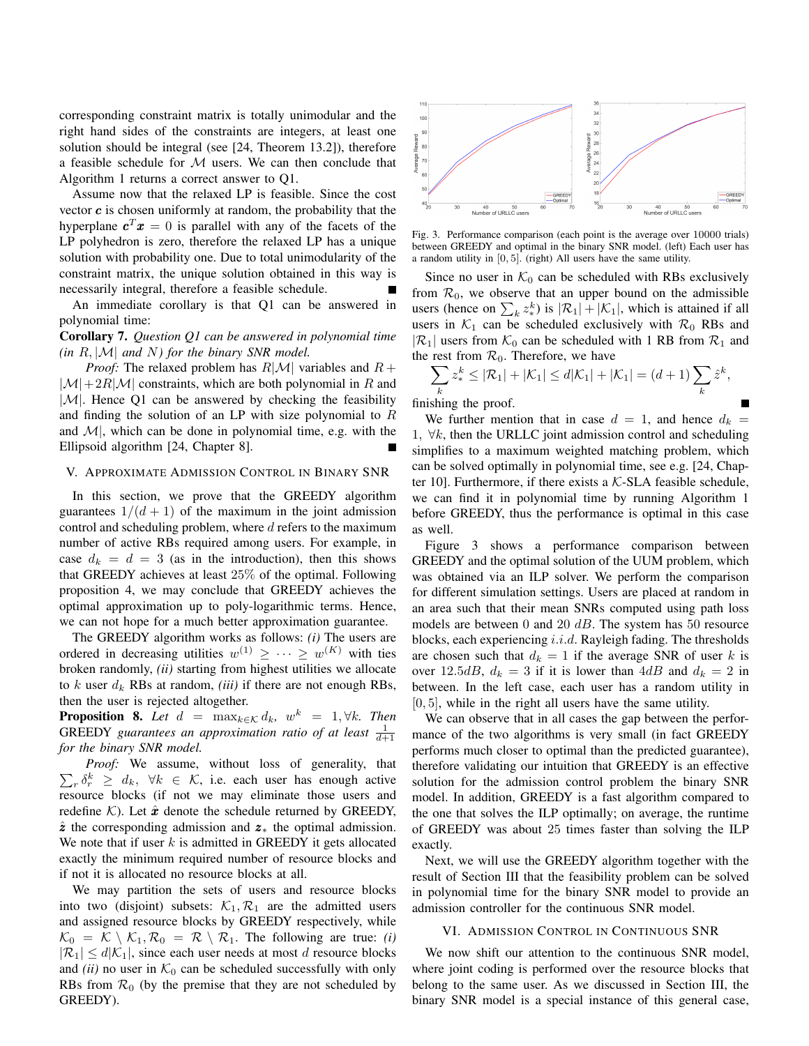corresponding constraint matrix is totally unimodular and the right hand sides of the constraints are integers, at least one solution should be integral (see [24, Theorem 13.2]), therefore a feasible schedule for $\mathcal{M}$ users. We can then conclude that Algorithm 1 returns a correct answer to Q1.

Assume now that the relaxed LP is feasible. Since the cost vector $\boldsymbol{c}$ is chosen uniformly at random, the probability that the hyperplane $\boldsymbol{c}^T\boldsymbol{x} = 0$ is parallel with any of the facets of the LP polyhedron is zero, therefore the relaxed LP has a unique solution with probability one. Due to total unimodularity of the constraint matrix, the unique solution obtained in this way is necessarily integral, therefore a feasible schedule. ∎

An immediate corollary is that Q1 can be answered in polynomial time:

**Corollary 7.** *Question Q1 can be answered in polynomial time (in $R, |\mathcal{M}|$ and $N$) for the binary SNR model.*

*Proof:* The relaxed problem has $R|\mathcal{M}|$ variables and $R + |\mathcal{M}| + 2R|\mathcal{M}|$ constraints, which are both polynomial in $R$ and $|\mathcal{M}|$. Hence Q1 can be answered by checking the feasibility and finding the solution of an LP with size polynomial to $R$ and $\mathcal{M}|$, which can be done in polynomial time, e.g. with the Ellipsoid algorithm [24, Chapter 8]. ∎

## V. Approximate Admission Control in Binary SNR

In this section, we prove that the GREEDY algorithm guarantees $1/(d+1)$ of the maximum in the joint admission control and scheduling problem, where $d$ refers to the maximum number of active RBs required among users. For example, in case $d_k = d = 3$ (as in the introduction), then this shows that GREEDY achieves at least 25% of the optimal. Following proposition 4, we may conclude that GREEDY achieves the optimal approximation up to poly-logarithmic terms. Hence, we can not hope for a much better approximation guarantee.

The GREEDY algorithm works as follows: *(i)* The users are ordered in decreasing utilities $w^{(1)} \geq \cdots \geq w^{(K)}$ with ties broken randomly, *(ii)* starting from highest utilities we allocate to $k$ user $d_k$ RBs at random, *(iii)* if there are not enough RBs, then the user is rejected altogether.

**Proposition 8.** *Let $d = \max_{k\in\mathcal{K}} d_k$, $w^k = 1, \forall k$. Then* GREEDY *guarantees an approximation ratio of at least $\frac{1}{d+1}$ for the binary SNR model.*

*Proof:* We assume, without loss of generality, that $\sum_r \delta_r^k \geq d_k$, $\forall k \in \mathcal{K}$, i.e. each user has enough active resource blocks (if not we may eliminate those users and redefine $\mathcal{K}$). Let $\hat{\boldsymbol{x}}$ denote the schedule returned by GREEDY, $\hat{\boldsymbol{z}}$ the corresponding admission and $\boldsymbol{z}_*$ the optimal admission. We note that if user $k$ is admitted in GREEDY it gets allocated exactly the minimum required number of resource blocks and if not it is allocated no resource blocks at all.

We may partition the sets of users and resource blocks into two (disjoint) subsets: $\mathcal{K}_1, \mathcal{R}_1$ are the admitted users and assigned resource blocks by GREEDY respectively, while $\mathcal{K}_0 = \mathcal{K} \setminus \mathcal{K}_1, \mathcal{R}_0 = \mathcal{R} \setminus \mathcal{R}_1$. The following are true: *(i)* $|\mathcal{R}_1| \leq d|\mathcal{K}_1|$, since each user needs at most $d$ resource blocks and *(ii)* no user in $\mathcal{K}_0$ can be scheduled successfully with only RBs from $\mathcal{R}_0$ (by the premise that they are not scheduled by GREEDY).

Fig. 3. Performance comparison (each point is the average over 10000 trials) between GREEDY and optimal in the binary SNR model. (left) Each user has a random utility in $[0, 5]$. (right) All users have the same utility.

Since no user in $\mathcal{K}_0$ can be scheduled with RBs exclusively from $\mathcal{R}_0$, we observe that an upper bound on the admissible users (hence on $\sum_k z_*^k$) is $|\mathcal{R}_1| + |\mathcal{K}_1|$, which is attained if all users in $\mathcal{K}_1$ can be scheduled exclusively with $\mathcal{R}_0$ RBs and $|\mathcal{R}_1|$ users from $\mathcal{K}_0$ can be scheduled with 1 RB from $\mathcal{R}_1$ and the rest from $\mathcal{R}_0$. Therefore, we have

$$\sum_k z_*^k \leq |\mathcal{R}_1| + |\mathcal{K}_1| \leq d|\mathcal{K}_1| + |\mathcal{K}_1| = (d+1)\sum_k \hat{z}^k,$$

finishing the proof. ∎

We further mention that in case $d = 1$, and hence $d_k = 1$, $\forall k$, then the URLLC joint admission control and scheduling simplifies to a maximum weighted matching problem, which can be solved optimally in polynomial time, see e.g. [24, Chapter 10]. Furthermore, if there exists a $\mathcal{K}$-SLA feasible schedule, we can find it in polynomial time by running Algorithm 1 before GREEDY, thus the performance is optimal in this case as well.

Figure 3 shows a performance comparison between GREEDY and the optimal solution of the UUM problem, which was obtained via an ILP solver. We perform the comparison for different simulation settings. Users are placed at random in an area such that their mean SNRs computed using path loss models are between 0 and 20 $dB$. The system has 50 resource blocks, each experiencing $i.i.d.$ Rayleigh fading. The thresholds are chosen such that $d_k = 1$ if the average SNR of user $k$ is over $12.5dB$, $d_k = 3$ if it is lower than $4dB$ and $d_k = 2$ in between. In the left case, each user has a random utility in $[0, 5]$, while in the right all users have the same utility.

We can observe that in all cases the gap between the performance of the two algorithms is very small (in fact GREEDY performs much closer to optimal than the predicted guarantee), therefore validating our intuition that GREEDY is an effective solution for the admission control problem the binary SNR model. In addition, GREEDY is a fast algorithm compared to the one that solves the ILP optimally; on average, the runtime of GREEDY was about 25 times faster than solving the ILP exactly.

Next, we will use the GREEDY algorithm together with the result of Section III that the feasibility problem can be solved in polynomial time for the binary SNR model to provide an admission controller for the continuous SNR model.

## VI. Admission Control in Continuous SNR

We now shift our attention to the continuous SNR model, where joint coding is performed over the resource blocks that belong to the same user. As we discussed in Section III, the binary SNR model is a special instance of this general case,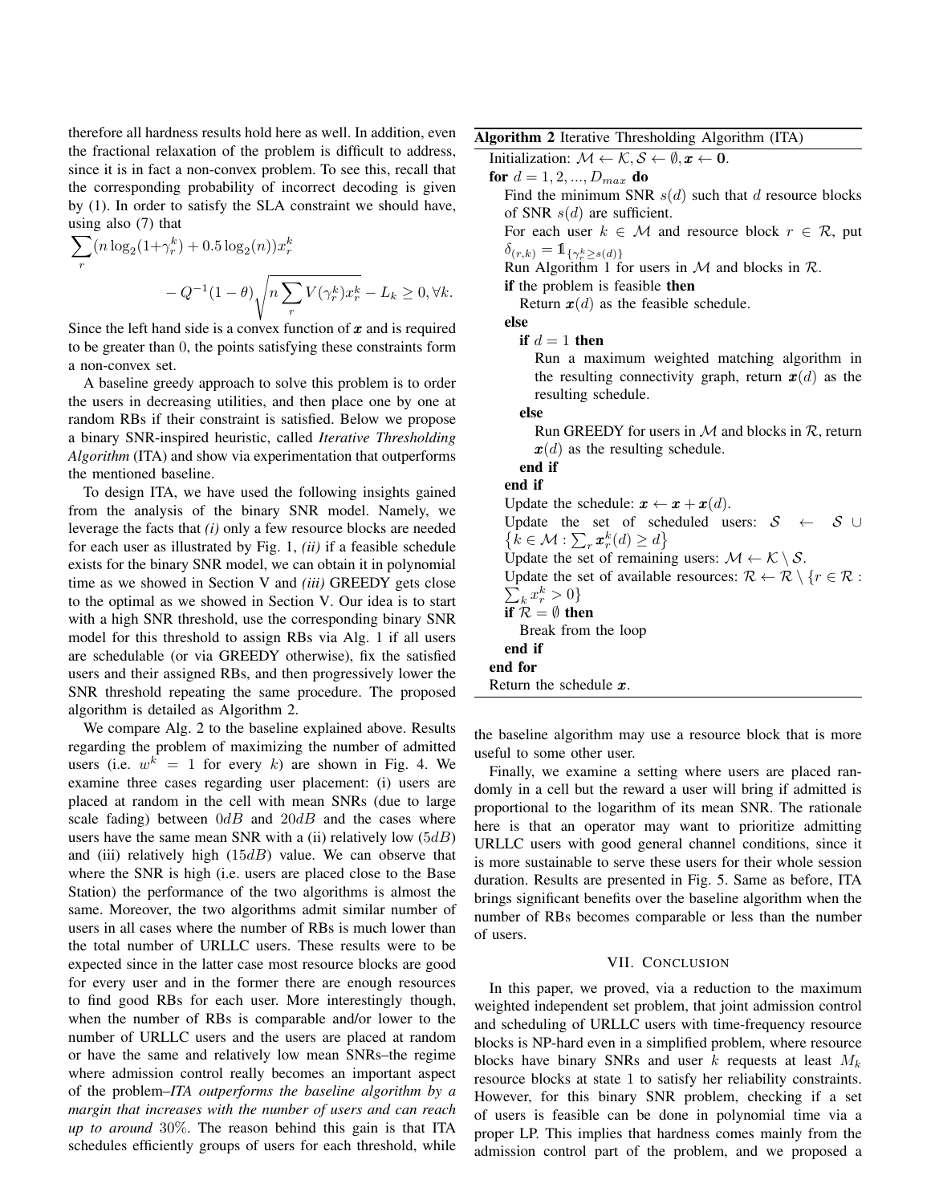therefore all hardness results hold here as well. In addition, even the fractional relaxation of the problem is difficult to address, since it is in fact a non-convex problem. To see this, recall that the corresponding probability of incorrect decoding is given by (1). In order to satisfy the SLA constraint we should have, using also (7) that

$$\sum_r (n \log_2(1+\gamma_r^k) + 0.5 \log_2(n)) x_r^k - Q^{-1}(1-\theta)\sqrt{n \sum_r V(\gamma_r^k) x_r^k} - L_k \geq 0, \forall k.$$

Since the left hand side is a convex function of $\boldsymbol{x}$ and is required to be greater than 0, the points satisfying these constraints form a non-convex set.

A baseline greedy approach to solve this problem is to order the users in decreasing utilities, and then place one by one at random RBs if their constraint is satisfied. Below we propose a binary SNR-inspired heuristic, called *Iterative Thresholding Algorithm* (ITA) and show via experimentation that outperforms the mentioned baseline.

To design ITA, we have used the following insights gained from the analysis of the binary SNR model. Namely, we leverage the facts that *(i)* only a few resource blocks are needed for each user as illustrated by Fig. 1, *(ii)* if a feasible schedule exists for the binary SNR model, we can obtain it in polynomial time as we showed in Section V and *(iii)* GREEDY gets close to the optimal as we showed in Section V. Our idea is to start with a high SNR threshold, use the corresponding binary SNR model for this threshold to assign RBs via Alg. 1 if all users are schedulable (or via GREEDY otherwise), fix the satisfied users and their assigned RBs, and then progressively lower the SNR threshold repeating the same procedure. The proposed algorithm is detailed as Algorithm 2.

**Algorithm 2** Iterative Thresholding Algorithm (ITA)

Initialization: $\mathcal{M} \leftarrow \mathcal{K}, \mathcal{S} \leftarrow \emptyset, \boldsymbol{x} \leftarrow \mathbf{0}$.
**for** $d = 1, 2, ..., D_{max}$ **do**
  Find the minimum SNR $s(d)$ such that $d$ resource blocks of SNR $s(d)$ are sufficient.
  For each user $k \in \mathcal{M}$ and resource block $r \in \mathcal{R}$, put $\delta_{(r,k)} = \mathbb{1}_{\{\gamma_r^k \geq s(d)\}}$
  Run Algorithm 1 for users in $\mathcal{M}$ and blocks in $\mathcal{R}$.
  **if** the problem is feasible **then**
    Return $\boldsymbol{x}(d)$ as the feasible schedule.
  **else**
    **if** $d = 1$ **then**
      Run a maximum weighted matching algorithm in the resulting connectivity graph, return $\boldsymbol{x}(d)$ as the resulting schedule.
    **else**
      Run GREEDY for users in $\mathcal{M}$ and blocks in $\mathcal{R}$, return $\boldsymbol{x}(d)$ as the resulting schedule.
    **end if**
  **end if**
  Update the schedule: $\boldsymbol{x} \leftarrow \boldsymbol{x} + \boldsymbol{x}(d)$.
  Update the set of scheduled users: $\mathcal{S} \leftarrow \mathcal{S} \cup \left\{k \in \mathcal{M} : \sum_r \boldsymbol{x}_r^k(d) \geq d\right\}$
  Update the set of remaining users: $\mathcal{M} \leftarrow \mathcal{K} \setminus \mathcal{S}$.
  Update the set of available resources: $\mathcal{R} \leftarrow \mathcal{R} \setminus \{r \in \mathcal{R} : \sum_k x_r^k > 0\}$
  **if** $\mathcal{R} = \emptyset$ **then**
    Break from the loop
  **end if**
**end for**
Return the schedule $\boldsymbol{x}$.

We compare Alg. 2 to the baseline explained above. Results regarding the problem of maximizing the number of admitted users (i.e. $w^k = 1$ for every $k$) are shown in Fig. 4. We examine three cases regarding user placement: (i) users are placed at random in the cell with mean SNRs (due to large scale fading) between $0dB$ and $20dB$ and the cases where users have the same mean SNR with a (ii) relatively low ($5dB$) and (iii) relatively high ($15dB$) value. We can observe that where the SNR is high (i.e. users are placed close to the Base Station) the performance of the two algorithms is almost the same. Moreover, the two algorithms admit similar number of users in all cases where the number of RBs is much lower than the total number of URLLC users. These results were to be expected since in the latter case most resource blocks are good for every user and in the former there are enough resources to find good RBs for each user. More interestingly though, when the number of RBs is comparable and/or lower to the number of URLLC users and the users are placed at random or have the same and relatively low mean SNRs–the regime where admission control really becomes an important aspect of the problem–*ITA outperforms the baseline algorithm by a margin that increases with the number of users and can reach up to around* $30\%$. The reason behind this gain is that ITA schedules efficiently groups of users for each threshold, while the baseline algorithm may use a resource block that is more useful to some other user.

Finally, we examine a setting where users are placed randomly in a cell but the reward a user will bring if admitted is proportional to the logarithm of its mean SNR. The rationale here is that an operator may want to prioritize admitting URLLC users with good general channel conditions, since it is more sustainable to serve these users for their whole session duration. Results are presented in Fig. 5. Same as before, ITA brings significant benefits over the baseline algorithm when the number of RBs becomes comparable or less than the number of users.

## VII. Conclusion

In this paper, we proved, via a reduction to the maximum weighted independent set problem, that joint admission control and scheduling of URLLC users with time-frequency resource blocks is NP-hard even in a simplified problem, where resource blocks have binary SNRs and user $k$ requests at least $M_k$ resource blocks at state 1 to satisfy her reliability constraints. However, for this binary SNR problem, checking if a set of users is feasible can be done in polynomial time via a proper LP. This implies that hardness comes mainly from the admission control part of the problem, and we proposed a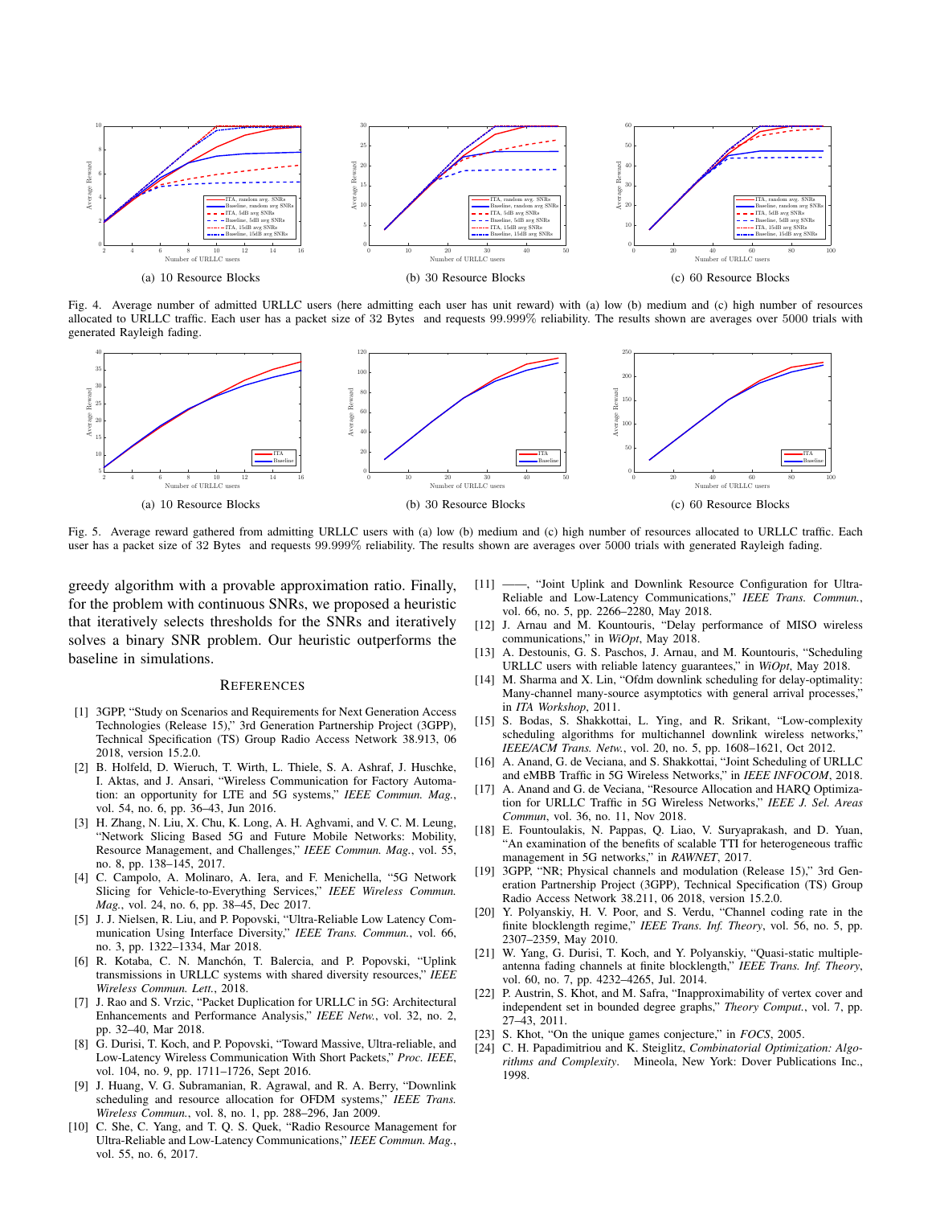Average Reward

0 2 4 6 8 10

2 4 6 8 10 12 14 16

Number of URLLC users

ITA, random avg. SNRs
Baseline, random avg SNRs
ITA, 5dB avg SNRs
Baseline, 5dB avg SNRs
ITA, 15dB avg SNRs
Baseline, 15dB avg SNRs

(a) 10 Resource Blocks

Average Reward

0 5 10 15 20 25 30

0 10 20 30 40 50

Number of URLLC users

ITA, random avg. SNRs
Baseline, random avg SNRs
ITA, 5dB avg SNRs
Baseline, 5dB avg SNRs
ITA, 15dB avg SNRs
Baseline, 15dB avg SNRs

(b) 30 Resource Blocks

Average Reward

0 10 20 30 40 50 60

0 20 40 60 80 100

Number of URLLC users

ITA, random avg. SNRs
Baseline, random avg SNRs
ITA, 5dB avg SNRs
Baseline, 5dB avg SNRs
ITA, 15dB avg SNRs
Baseline, 15dB avg SNRs

(c) 60 Resource Blocks

Fig. 4. Average number of admitted URLLC users (here admitting each user has unit reward) with (a) low (b) medium and (c) high number of resources allocated to URLLC traffic. Each user has a packet size of 32 Bytes and requests 99.999% reliability. The results shown are averages over 5000 trials with generated Rayleigh fading.

Average Reward

5 10 15 20 25 30 35 40

2 4 6 8 10 12 14 16

Number of URLLC users

ITA
Baseline

(a) 10 Resource Blocks

Average Reward

0 20 40 60 80 100 120

0 10 20 30 40 50

Number of URLLC users

ITA
Baseline

(b) 30 Resource Blocks

Average Reward

0 50 100 150 200 250

0 20 40 60 80 100

Number of URLLC users

ITA
Baseline

(c) 60 Resource Blocks

Fig. 5. Average reward gathered from admitting URLLC users with (a) low (b) medium and (c) high number of resources allocated to URLLC traffic. Each user has a packet size of 32 Bytes and requests 99.999% reliability. The results shown are averages over 5000 trials with generated Rayleigh fading.

greedy algorithm with a provable approximation ratio. Finally, for the problem with continuous SNRs, we proposed a heuristic that iteratively selects thresholds for the SNRs and iteratively solves a binary SNR problem. Our heuristic outperforms the baseline in simulations.

## References

[1] 3GPP, "Study on Scenarios and Requirements for Next Generation Access Technologies (Release 15)," 3rd Generation Partnership Project (3GPP), Technical Specification (TS) Group Radio Access Network 38.913, 06 2018, version 15.2.0.

[2] B. Holfeld, D. Wieruch, T. Wirth, L. Thiele, S. A. Ashraf, J. Huschke, I. Aktas, and J. Ansari, "Wireless Communication for Factory Automation: an opportunity for LTE and 5G systems," *IEEE Commun. Mag.*, vol. 54, no. 6, pp. 36–43, Jun 2016.

[3] H. Zhang, N. Liu, X. Chu, K. Long, A. H. Aghvami, and V. C. M. Leung, "Network Slicing Based 5G and Future Mobile Networks: Mobility, Resource Management, and Challenges," *IEEE Commun. Mag.*, vol. 55, no. 8, pp. 138–145, 2017.

[4] C. Campolo, A. Molinaro, A. Iera, and F. Menichella, "5G Network Slicing for Vehicle-to-Everything Services," *IEEE Wireless Commun. Mag.*, vol. 24, no. 6, pp. 38–45, Dec 2017.

[5] J. J. Nielsen, R. Liu, and P. Popovski, "Ultra-Reliable Low Latency Communication Using Interface Diversity," *IEEE Trans. Commun.*, vol. 66, no. 3, pp. 1322–1334, Mar 2018.

[6] R. Kotaba, C. N. Manchón, T. Balercia, and P. Popovski, "Uplink transmissions in URLLC systems with shared diversity resources," *IEEE Wireless Commun. Lett.*, 2018.

[7] J. Rao and S. Vrzic, "Packet Duplication for URLLC in 5G: Architectural Enhancements and Performance Analysis," *IEEE Netw.*, vol. 32, no. 2, pp. 32–40, Mar 2018.

[8] G. Durisi, T. Koch, and P. Popovski, "Toward Massive, Ultra-reliable, and Low-Latency Wireless Communication With Short Packets," *Proc. IEEE*, vol. 104, no. 9, pp. 1711–1726, Sept 2016.

[9] J. Huang, V. G. Subramanian, R. Agrawal, and R. A. Berry, "Downlink scheduling and resource allocation for OFDM systems," *IEEE Trans. Wireless Commun.*, vol. 8, no. 1, pp. 288–296, Jan 2009.

[10] C. She, C. Yang, and T. Q. S. Quek, "Radio Resource Management for Ultra-Reliable and Low-Latency Communications," *IEEE Commun. Mag.*, vol. 55, no. 6, 2017.

[11] ——, "Joint Uplink and Downlink Resource Configuration for Ultra-Reliable and Low-Latency Communications," *IEEE Trans. Commun.*, vol. 66, no. 5, pp. 2266–2280, May 2018.

[12] J. Arnau and M. Kountouris, "Delay performance of MISO wireless communications," in *WiOpt*, May 2018.

[13] A. Destounis, G. S. Paschos, J. Arnau, and M. Kountouris, "Scheduling URLLC users with reliable latency guarantees," in *WiOpt*, May 2018.

[14] M. Sharma and X. Lin, "Ofdm downlink scheduling for delay-optimality: Many-channel many-source asymptotics with general arrival processes," in *ITA Workshop*, 2011.

[15] S. Bodas, S. Shakkottai, L. Ying, and R. Srikant, "Low-complexity scheduling algorithms for multichannel downlink wireless networks," *IEEE/ACM Trans. Netw.*, vol. 20, no. 5, pp. 1608–1621, Oct 2012.

[16] A. Anand, G. de Veciana, and S. Shakkottai, "Joint Scheduling of URLLC and eMBB Traffic in 5G Wireless Networks," in *IEEE INFOCOM*, 2018.

[17] A. Anand and G. de Veciana, "Resource Allocation and HARQ Optimization for URLLC Traffic in 5G Wireless Networks," *IEEE J. Sel. Areas Commun*, vol. 36, no. 11, Nov 2018.

[18] E. Fountoulakis, N. Pappas, Q. Liao, V. Suryaprakash, and D. Yuan, "An examination of the benefits of scalable TTI for heterogeneous traffic management in 5G networks," in *RAWNET*, 2017.

[19] 3GPP, "NR; Physical channels and modulation (Release 15)," 3rd Generation Partnership Project (3GPP), Technical Specification (TS) Group Radio Access Network 38.211, 06 2018, version 15.2.0.

[20] Y. Polyanskiy, H. V. Poor, and S. Verdu, "Channel coding rate in the finite blocklength regime," *IEEE Trans. Inf. Theory*, vol. 56, no. 5, pp. 2307–2359, May 2010.

[21] W. Yang, G. Durisi, T. Koch, and Y. Polyanskiy, "Quasi-static multiple-antenna fading channels at finite blocklength," *IEEE Trans. Inf. Theory*, vol. 60, no. 7, pp. 4232–4265, Jul. 2014.

[22] P. Austrin, S. Khot, and M. Safra, "Inapproximability of vertex cover and independent set in bounded degree graphs," *Theory Comput.*, vol. 7, pp. 27–43, 2011.

[23] S. Khot, "On the unique games conjecture," in *FOCS*, 2005.

[24] C. H. Papadimitriou and K. Steiglitz, *Combinatorial Optimization: Algorithms and Complexity*. Mineola, New York: Dover Publications Inc., 1998.